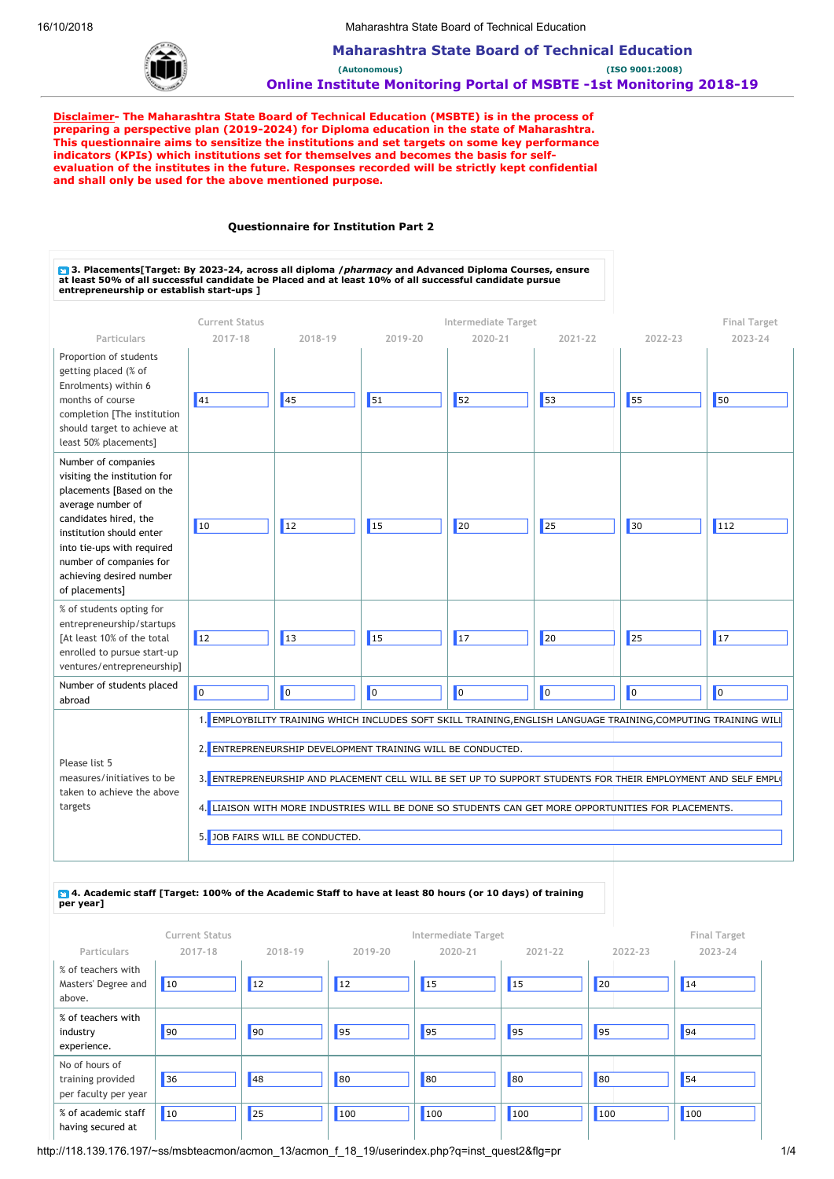# Maharashtra State Board of Technical Education

**(Autonomous)** **(ISO 9001:2008)**

## Online Institute Monitoring Portal of MSBTE -1st Monitoring 2018-19

**Disclaimer- The Maharashtra State Board of Technical Education (MSBTE) is in the process of preparing a perspective plan (2019-2024) for Diploma education in the state of Maharashtra. This questionnaire aims to sensitize the institutions and set targets on some key performance indicators (KPIs) which institutions set for themselves and becomes the basis for self-evaluation of the institutes in the future. Responses recorded will be strictly kept confidential and shall only be used for the above mentioned purpose.**

### Questionnaire for Institution Part 2

**3. Placements[Target: By 2023-24, across all diploma /*pharmacy* and Advanced Diploma Courses, ensure at least 50% of all successful candidate be Placed and at least 10% of all successful candidate pursue entrepreneurship or establish start-ups ]**

| Particulars | Current Status 2017-18 | 2018-19 | 2019-20 | Intermediate Target 2020-21 | 2021-22 | 2022-23 | Final Target 2023-24 |
|---|---|---|---|---|---|---|---|
| Proportion of students getting placed (% of Enrolments) within 6 months of course completion [The institution should target to achieve at least 50% placements] | 41 | 45 | 51 | 52 | 53 | 55 | 50 |
| Number of companies visiting the institution for placements [Based on the average number of candidates hired, the institution should enter into tie-ups with required number of companies for achieving desired number of placements] | 10 | 12 | 15 | 20 | 25 | 30 | 112 |
| % of students opting for entrepreneurship/startups [At least 10% of the total enrolled to pursue start-up ventures/entrepreneurship] | 12 | 13 | 15 | 17 | 20 | 25 | 17 |
| Number of students placed abroad | 0 | 0 | 0 | 0 | 0 | 0 | 0 |

Please list 5 measures/initiatives to be taken to achieve the above targets

1. EMPLOYBILITY TRAINING WHICH INCLUDES SOFT SKILL TRAINING,ENGLISH LANGUAGE TRAINING,COMPUTING TRAINING WILI
2. ENTREPRENEURSHIP DEVELOPMENT TRAINING WILL BE CONDUCTED.
3. ENTREPRENEURSHIP AND PLACEMENT CELL WILL BE SET UP TO SUPPORT STUDENTS FOR THEIR EMPLOYMENT AND SELF EMPL(
4. LIAISON WITH MORE INDUSTRIES WILL BE DONE SO STUDENTS CAN GET MORE OPPORTUNITIES FOR PLACEMENTS.
5. JOB FAIRS WILL BE CONDUCTED.

**4. Academic staff [Target: 100% of the Academic Staff to have at least 80 hours (or 10 days) of training per year]**

| Particulars | Current Status 2017-18 | 2018-19 | 2019-20 | Intermediate Target 2020-21 | 2021-22 | 2022-23 | Final Target 2023-24 |
|---|---|---|---|---|---|---|---|
| % of teachers with Masters' Degree and above. | 10 | 12 | 12 | 15 | 15 | 20 | 14 |
| % of teachers with industry experience. | 90 | 90 | 95 | 95 | 95 | 95 | 94 |
| No of hours of training provided per faculty per year | 36 | 48 | 80 | 80 | 80 | 80 | 54 |
| % of academic staff having secured at | 10 | 25 | 100 | 100 | 100 | 100 | 100 |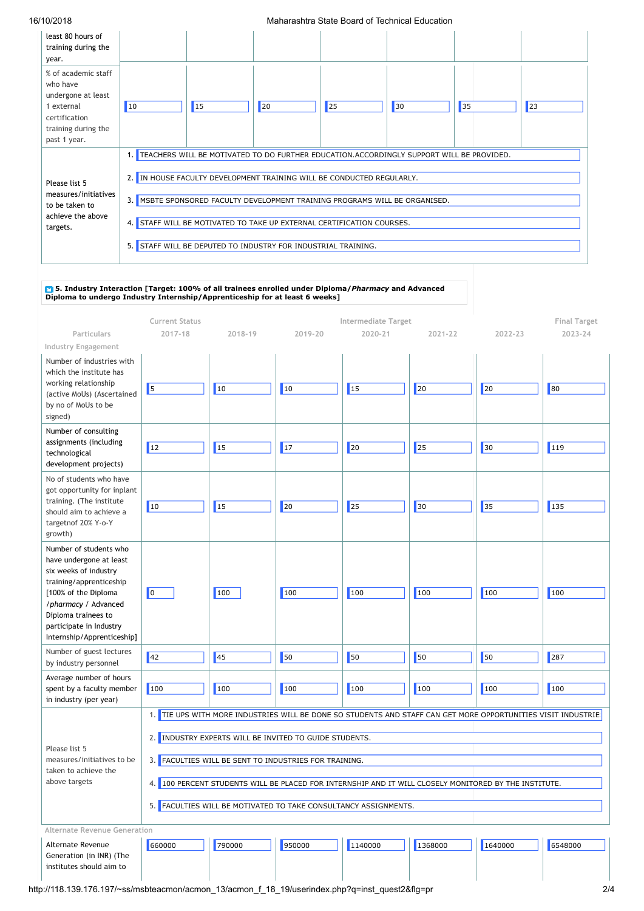| | | | | | | | |
|---|---|---|---|---|---|---|---|
| least 80 hours of training during the year. | | | | | | | |
| % of academic staff who have undergone at least 1 external certification training during the past 1 year. | 10 | 15 | 20 | 25 | 30 | 35 | 23 |
| Please list 5 measures/initiatives to be taken to achieve the above targets. | 1. TEACHERS WILL BE MOTIVATED TO DO FURTHER EDUCATION.ACCORDINGLY SUPPORT WILL BE PROVIDED.<br>2. IN HOUSE FACULTY DEVELOPMENT TRAINING WILL BE CONDUCTED REGULARLY.<br>3. MSBTE SPONSORED FACULTY DEVELOPMENT TRAINING PROGRAMS WILL BE ORGANISED.<br>4. STAFF WILL BE MOTIVATED TO TAKE UP EXTERNAL CERTIFICATION COURSES.<br>5. STAFF WILL BE DEPUTED TO INDUSTRY FOR INDUSTRIAL TRAINING. | | | | | | |

**5. Industry Interaction [Target: 100% of all trainees enrolled under Diploma/*Pharmacy* and Advanced Diploma to undergo Industry Internship/Apprenticeship for at least 6 weeks]**

| Particulars | Current Status 2017-18 | 2018-19 | 2019-20 | Intermediate Target 2020-21 | 2021-22 | 2022-23 | Final Target 2023-24 |
|---|---|---|---|---|---|---|---|
| Industry Engagement | | | | | | | |
| Number of industries with which the institute has working relationship (active MoUs) (Ascertained by no of MoUs to be signed) | 5 | 10 | 10 | 15 | 20 | 20 | 80 |
| Number of consulting assignments (including technological development projects) | 12 | 15 | 17 | 20 | 25 | 30 | 119 |
| No of students who have got opportunity for inplant training. (The institute should aim to achieve a targetnof 20% Y-o-Y growth) | 10 | 15 | 20 | 25 | 30 | 35 | 135 |
| Number of students who have undergone at least six weeks of industry training/apprenticeship [100% of the Diploma /*pharmacy* / Advanced Diploma trainees to participate in Industry Internship/Apprenticeship] | 0 | 100 | 100 | 100 | 100 | 100 | 100 |
| Number of guest lectures by industry personnel | 42 | 45 | 50 | 50 | 50 | 50 | 287 |
| Average number of hours spent by a faculty member in industry (per year) | 100 | 100 | 100 | 100 | 100 | 100 | 100 |
| Please list 5 measures/initiatives to be taken to achieve the above targets | 1. TIE UPS WITH MORE INDUSTRIES WILL BE DONE SO STUDENTS AND STAFF CAN GET MORE OPPORTUNITIES VISIT INDUSTRIE<br>2. INDUSTRY EXPERTS WILL BE INVITED TO GUIDE STUDENTS.<br>3. FACULTIES WILL BE SENT TO INDUSTRIES FOR TRAINING.<br>4. 100 PERCENT STUDENTS WILL BE PLACED FOR INTERNSHIP AND IT WILL CLOSELY MONITORED BY THE INSTITUTE.<br>5. FACULTIES WILL BE MOTIVATED TO TAKE CONSULTANCY ASSIGNMENTS. | | | | | | |
| Alternate Revenue Generation | | | | | | | |
| Alternate Revenue Generation (in INR) (The institutes should aim to | 660000 | 790000 | 950000 | 1140000 | 1368000 | 1640000 | 6548000 |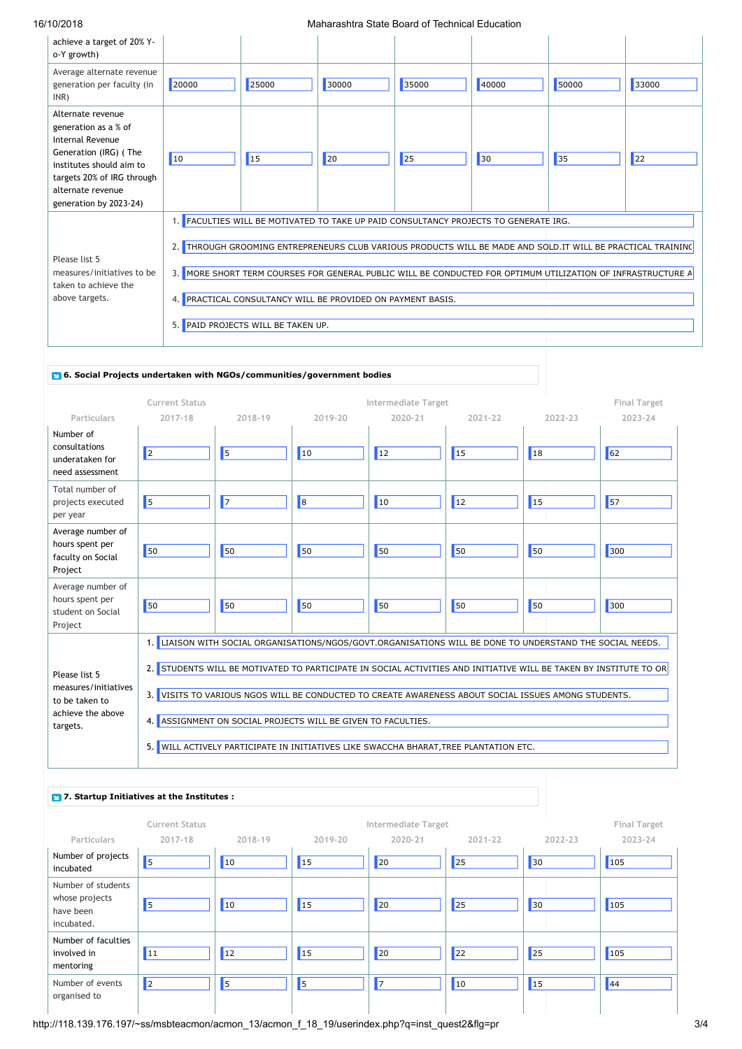| | | | | | | | |
|---|---|---|---|---|---|---|---|
| achieve a target of 20% Y-o-Y growth) | | | | | | | |
| Average alternate revenue generation per faculty (in INR) | 20000 | 25000 | 30000 | 35000 | 40000 | 50000 | 33000 |
| Alternate revenue generation as a % of Internal Revenue Generation (IRG) ( The institutes should aim to targets 20% of IRG through alternate revenue generation by 2023-24) | 10 | 15 | 20 | 25 | 30 | 35 | 22 |

Please list 5 measures/initiatives to be taken to achieve the above targets.

1. FACULTIES WILL BE MOTIVATED TO TAKE UP PAID CONSULTANCY PROJECTS TO GENERATE IRG.
2. THROUGH GROOMING ENTREPRENEURS CLUB VARIOUS PRODUCTS WILL BE MADE AND SOLD.IT WILL BE PRACTICAL TRAININC
3. MORE SHORT TERM COURSES FOR GENERAL PUBLIC WILL BE CONDUCTED FOR OPTIMUM UTILIZATION OF INFRASTRUCTURE A
4. PRACTICAL CONSULTANCY WILL BE PROVIDED ON PAYMENT BASIS.
5. PAID PROJECTS WILL BE TAKEN UP.

## 6. Social Projects undertaken with NGOs/communities/government bodies

| Particulars | Current Status 2017-18 | 2018-19 | 2019-20 | Intermediate Target 2020-21 | 2021-22 | 2022-23 | Final Target 2023-24 |
|---|---|---|---|---|---|---|---|
| Number of consultations underataken for need assessment | 2 | 5 | 10 | 12 | 15 | 18 | 62 |
| Total number of projects executed per year | 5 | 7 | 8 | 10 | 12 | 15 | 57 |
| Average number of hours spent per faculty on Social Project | 50 | 50 | 50 | 50 | 50 | 50 | 300 |
| Average number of hours spent per student on Social Project | 50 | 50 | 50 | 50 | 50 | 50 | 300 |

Please list 5 measures/initiatives to be taken to achieve the above targets.

1. LIAISON WITH SOCIAL ORGANISATIONS/NGOS/GOVT.ORGANISATIONS WILL BE DONE TO UNDERSTAND THE SOCIAL NEEDS.
2. STUDENTS WILL BE MOTIVATED TO PARTICIPATE IN SOCIAL ACTIVITIES AND INITIATIVE WILL BE TAKEN BY INSTITUTE TO OR
3. VISITS TO VARIOUS NGOS WILL BE CONDUCTED TO CREATE AWARENESS ABOUT SOCIAL ISSUES AMONG STUDENTS.
4. ASSIGNMENT ON SOCIAL PROJECTS WILL BE GIVEN TO FACULTIES.
5. WILL ACTIVELY PARTICIPATE IN INITIATIVES LIKE SWACCHA BHARAT,TREE PLANTATION ETC.

## 7. Startup Initiatives at the Institutes :

| Particulars | Current Status 2017-18 | 2018-19 | 2019-20 | Intermediate Target 2020-21 | 2021-22 | 2022-23 | Final Target 2023-24 |
|---|---|---|---|---|---|---|---|
| Number of projects incubated | 5 | 10 | 15 | 20 | 25 | 30 | 105 |
| Number of students whose projects have been incubated. | 5 | 10 | 15 | 20 | 25 | 30 | 105 |
| Number of faculties involved in mentoring | 11 | 12 | 15 | 20 | 22 | 25 | 105 |
| Number of events organised to | 2 | 5 | 5 | 7 | 10 | 15 | 44 |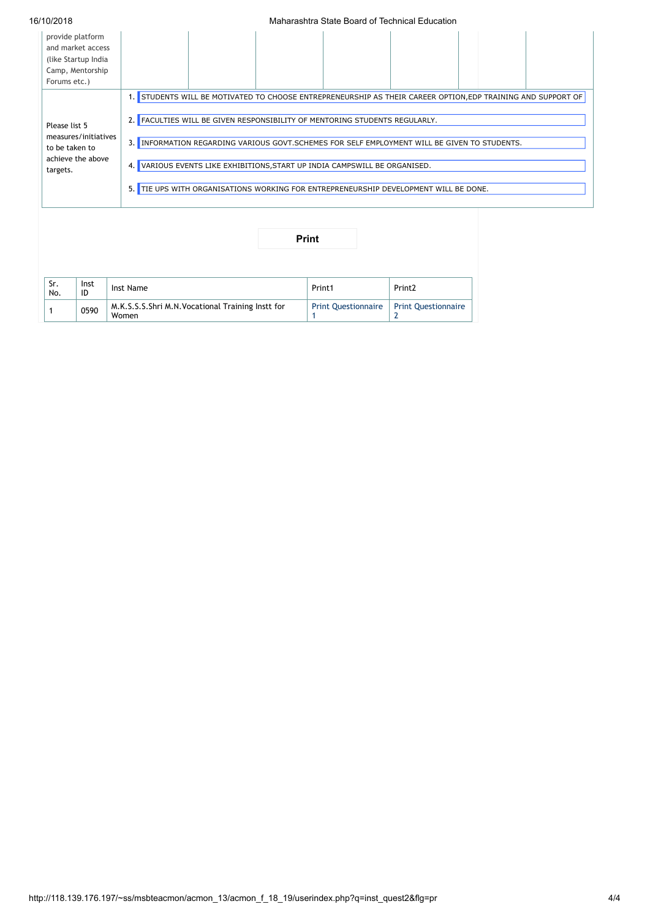| | | | | | | | | |
|---|---|---|---|---|---|---|---|---|
| provide platform and market access (like Startup India Camp, Mentorship Forums etc.) | | | | | | | | |

| | |
|---|---|
| Please list 5 measures/initiatives to be taken to achieve the above targets. | 1. STUDENTS WILL BE MOTIVATED TO CHOOSE ENTREPRENEURSHIP AS THEIR CAREER OPTION,EDP TRAINING AND SUPPORT OF<br>2. FACULTIES WILL BE GIVEN RESPONSIBILITY OF MENTORING STUDENTS REGULARLY.<br>3. INFORMATION REGARDING VARIOUS GOVT.SCHEMES FOR SELF EMPLOYMENT WILL BE GIVEN TO STUDENTS.<br>4. VARIOUS EVENTS LIKE EXHIBITIONS,START UP INDIA CAMPSWILL BE ORGANISED.<br>5. TIE UPS WITH ORGANISATIONS WORKING FOR ENTREPRENEURSHIP DEVELOPMENT WILL BE DONE. |

**Print**

| Sr. No. | Inst ID | Inst Name | Print1 | Print2 |
|---|---|---|---|---|
| 1 | 0590 | M.K.S.S.S.Shri M.N.Vocational Training Instt for Women | Print Questionnaire 1 | Print Questionnaire 2 |